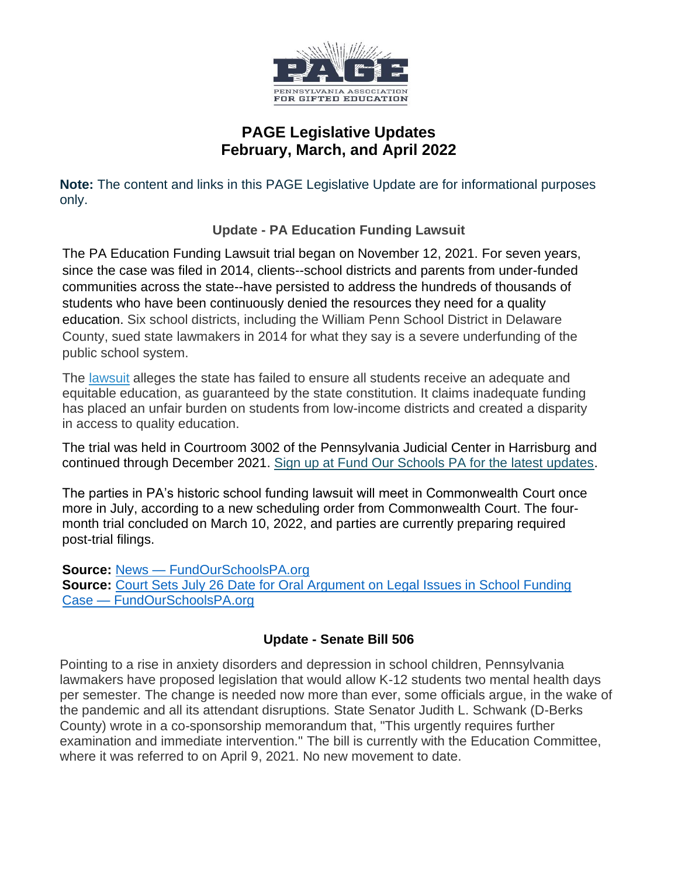PENNSYLVANIA ASSOCIATION FOR GIFTED EDUCATION

# PAGE Legislative Updates
# February, March, and April 2022

**Note:** The content and links in this PAGE Legislative Update are for informational purposes only.

## Update - PA Education Funding Lawsuit

The PA Education Funding Lawsuit trial began on November 12, 2021. For seven years, since the case was filed in 2014, clients--school districts and parents from under-funded communities across the state--have persisted to address the hundreds of thousands of students who have been continuously denied the resources they need for a quality education. Six school districts, including the William Penn School District in Delaware County, sued state lawmakers in 2014 for what they say is a severe underfunding of the public school system.

The lawsuit alleges the state has failed to ensure all students receive an adequate and equitable education, as guaranteed by the state constitution. It claims inadequate funding has placed an unfair burden on students from low-income districts and created a disparity in access to quality education.

The trial was held in Courtroom 3002 of the Pennsylvania Judicial Center in Harrisburg and continued through December 2021. Sign up at Fund Our Schools PA for the latest updates.

The parties in PA's historic school funding lawsuit will meet in Commonwealth Court once more in July, according to a new scheduling order from Commonwealth Court. The four-month trial concluded on March 10, 2022, and parties are currently preparing required post-trial filings.

**Source:** News — FundOurSchoolsPA.org
**Source:** Court Sets July 26 Date for Oral Argument on Legal Issues in School Funding Case — FundOurSchoolsPA.org

## Update - Senate Bill 506

Pointing to a rise in anxiety disorders and depression in school children, Pennsylvania lawmakers have proposed legislation that would allow K-12 students two mental health days per semester. The change is needed now more than ever, some officials argue, in the wake of the pandemic and all its attendant disruptions. State Senator Judith L. Schwank (D-Berks County) wrote in a co-sponsorship memorandum that, "This urgently requires further examination and immediate intervention." The bill is currently with the Education Committee, where it was referred to on April 9, 2021. No new movement to date.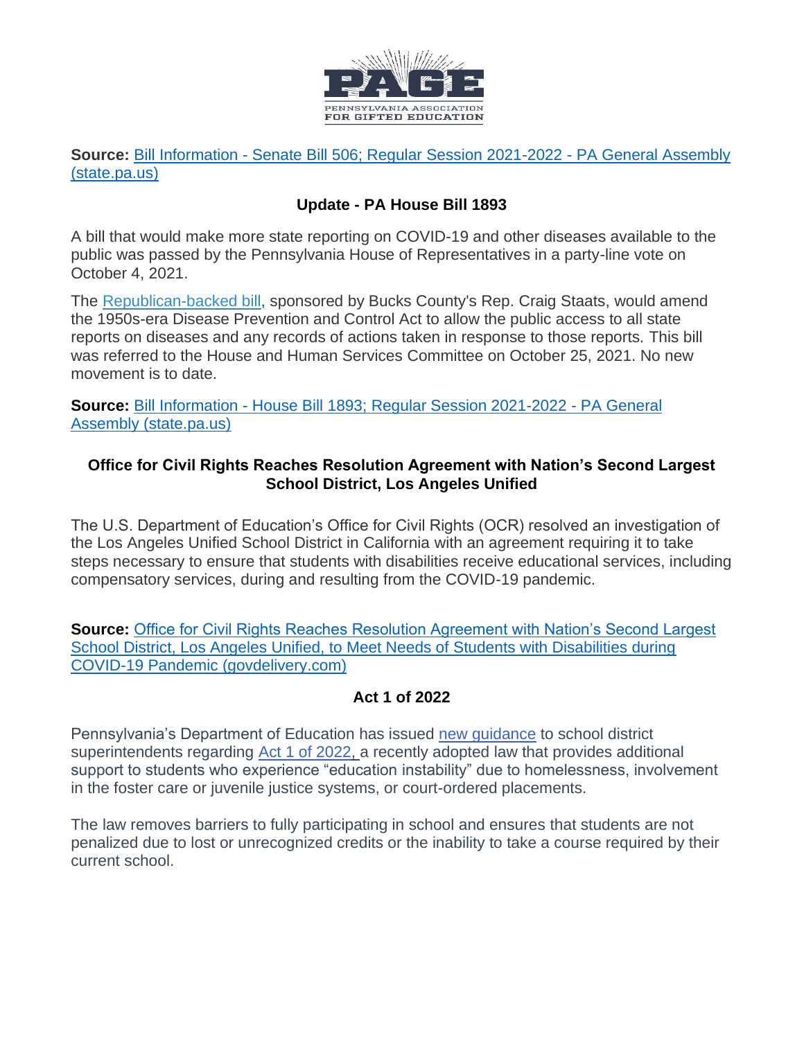**Source:** [Bill Information - Senate Bill 506; Regular Session 2021-2022 - PA General Assembly (state.pa.us)]()

### Update - PA House Bill 1893

A bill that would make more state reporting on COVID-19 and other diseases available to the public was passed by the Pennsylvania House of Representatives in a party-line vote on October 4, 2021.

The [Republican-backed bill](), sponsored by Bucks County's Rep. Craig Staats, would amend the 1950s-era Disease Prevention and Control Act to allow the public access to all state reports on diseases and any records of actions taken in response to those reports. This bill was referred to the House and Human Services Committee on October 25, 2021. No new movement is to date.

**Source:** [Bill Information - House Bill 1893; Regular Session 2021-2022 - PA General Assembly (state.pa.us)]()

### Office for Civil Rights Reaches Resolution Agreement with Nation's Second Largest School District, Los Angeles Unified

The U.S. Department of Education's Office for Civil Rights (OCR) resolved an investigation of the Los Angeles Unified School District in California with an agreement requiring it to take steps necessary to ensure that students with disabilities receive educational services, including compensatory services, during and resulting from the COVID-19 pandemic.

**Source:** [Office for Civil Rights Reaches Resolution Agreement with Nation's Second Largest School District, Los Angeles Unified, to Meet Needs of Students with Disabilities during COVID-19 Pandemic (govdelivery.com)]()

### Act 1 of 2022

Pennsylvania's Department of Education has issued [new guidance]() to school district superintendents regarding [Act 1 of 2022,]() a recently adopted law that provides additional support to students who experience "education instability" due to homelessness, involvement in the foster care or juvenile justice systems, or court-ordered placements.

The law removes barriers to fully participating in school and ensures that students are not penalized due to lost or unrecognized credits or the inability to take a course required by their current school.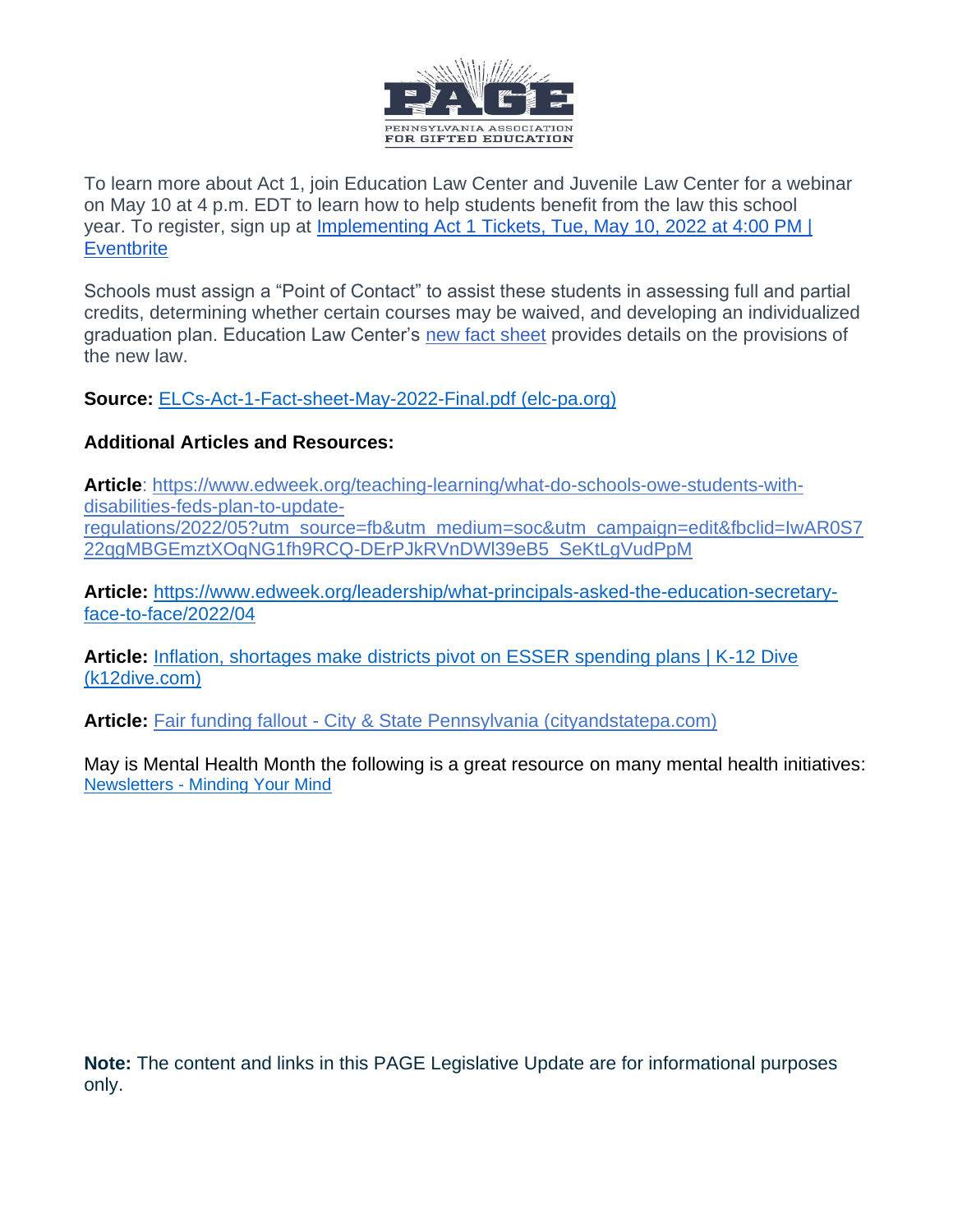To learn more about Act 1, join Education Law Center and Juvenile Law Center for a webinar on May 10 at 4 p.m. EDT to learn how to help students benefit from the law this school year. To register, sign up at Implementing Act 1 Tickets, Tue, May 10, 2022 at 4:00 PM | Eventbrite

Schools must assign a "Point of Contact" to assist these students in assessing full and partial credits, determining whether certain courses may be waived, and developing an individualized graduation plan. Education Law Center's new fact sheet provides details on the provisions of the new law.

**Source:** ELCs-Act-1-Fact-sheet-May-2022-Final.pdf (elc-pa.org)

**Additional Articles and Resources:**

**Article**: https://www.edweek.org/teaching-learning/what-do-schools-owe-students-with-disabilities-feds-plan-to-update-regulations/2022/05?utm_source=fb&utm_medium=soc&utm_campaign=edit&fbclid=IwAR0S722qgMBGEmztXOqNG1fh9RCQ-DErPJkRVnDWl39eB5_SeKtLgVudPpM

**Article:** https://www.edweek.org/leadership/what-principals-asked-the-education-secretary-face-to-face/2022/04

**Article:** Inflation, shortages make districts pivot on ESSER spending plans | K-12 Dive (k12dive.com)

**Article:** Fair funding fallout - City & State Pennsylvania (cityandstatepa.com)

May is Mental Health Month the following is a great resource on many mental health initiatives: Newsletters - Minding Your Mind

**Note:** The content and links in this PAGE Legislative Update are for informational purposes only.